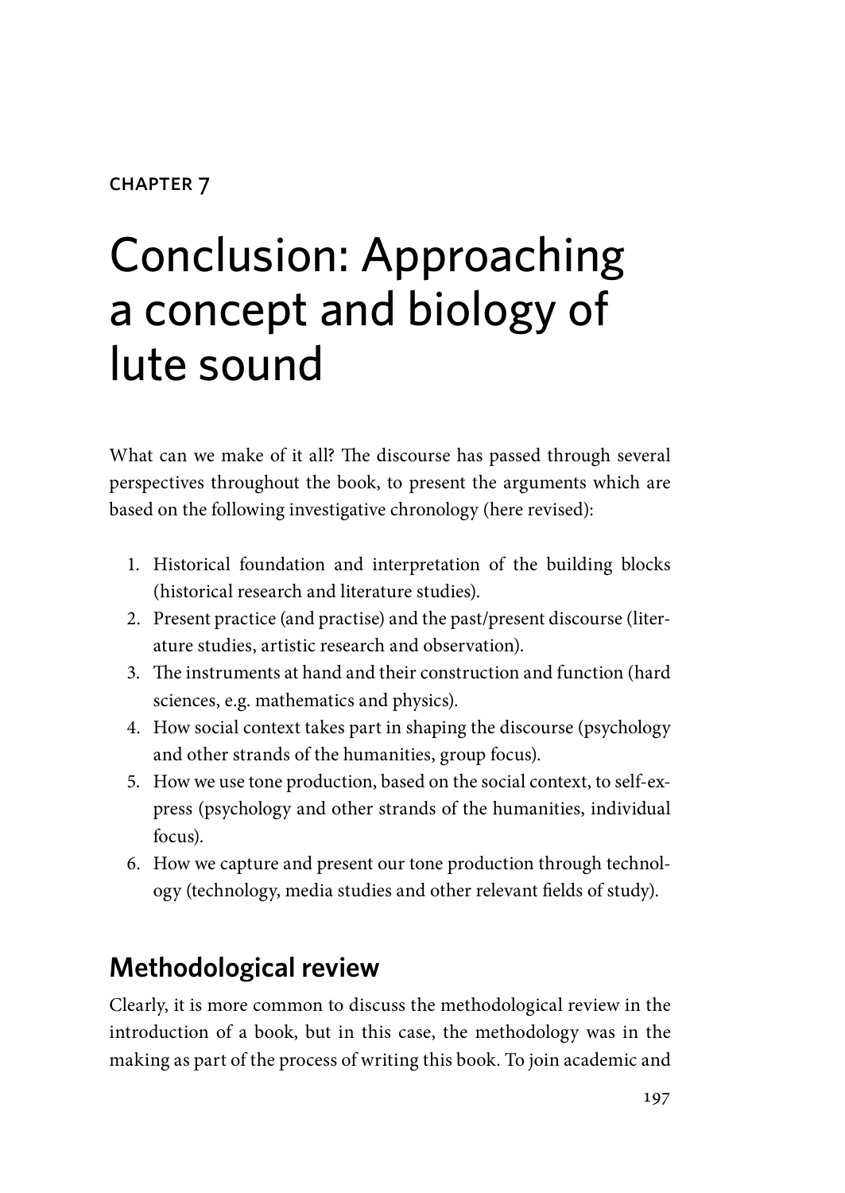CHAPTER 7

# Conclusion: Approaching a concept and biology of lute sound

What can we make of it all? The discourse has passed through several perspectives throughout the book, to present the arguments which are based on the following investigative chronology (here revised):

1. Historical foundation and interpretation of the building blocks (historical research and literature studies).
2. Present practice (and practise) and the past/present discourse (literature studies, artistic research and observation).
3. The instruments at hand and their construction and function (hard sciences, e.g. mathematics and physics).
4. How social context takes part in shaping the discourse (psychology and other strands of the humanities, group focus).
5. How we use tone production, based on the social context, to self-express (psychology and other strands of the humanities, individual focus).
6. How we capture and present our tone production through technology (technology, media studies and other relevant fields of study).

## Methodological review

Clearly, it is more common to discuss the methodological review in the introduction of a book, but in this case, the methodology was in the making as part of the process of writing this book. To join academic and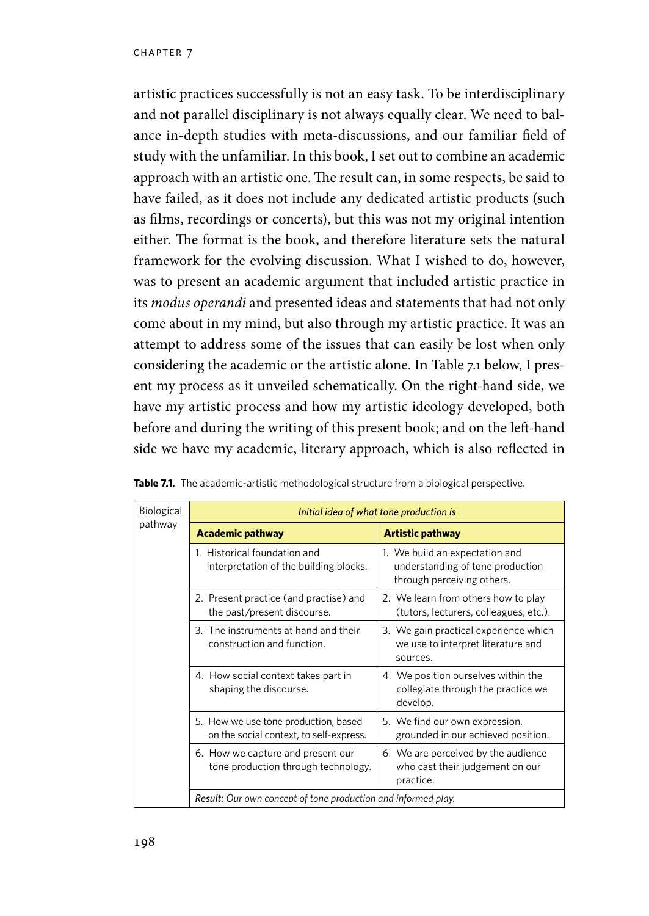artistic practices successfully is not an easy task. To be interdisciplinary and not parallel disciplinary is not always equally clear. We need to balance in-depth studies with meta-discussions, and our familiar field of study with the unfamiliar. In this book, I set out to combine an academic approach with an artistic one. The result can, in some respects, be said to have failed, as it does not include any dedicated artistic products (such as films, recordings or concerts), but this was not my original intention either. The format is the book, and therefore literature sets the natural framework for the evolving discussion. What I wished to do, however, was to present an academic argument that included artistic practice in its *modus operandi* and presented ideas and statements that had not only come about in my mind, but also through my artistic practice. It was an attempt to address some of the issues that can easily be lost when only considering the academic or the artistic alone. In Table 7.1 below, I present my process as it unveiled schematically. On the right-hand side, we have my artistic process and how my artistic ideology developed, both before and during the writing of this present book; and on the left-hand side we have my academic, literary approach, which is also reflected in

**Table 7.1.** The academic-artistic methodological structure from a biological perspective.

| Biological pathway | *Initial idea of what tone production is* | |
|---|---|---|
| | **Academic pathway** | **Artistic pathway** |
| | 1. Historical foundation and interpretation of the building blocks. | 1. We build an expectation and understanding of tone production through perceiving others. |
| | 2. Present practice (and practise) and the past/present discourse. | 2. We learn from others how to play (tutors, lecturers, colleagues, etc.). |
| | 3. The instruments at hand and their construction and function. | 3. We gain practical experience which we use to interpret literature and sources. |
| | 4. How social context takes part in shaping the discourse. | 4. We position ourselves within the collegiate through the practice we develop. |
| | 5. How we use tone production, based on the social context, to self-express. | 5. We find our own expression, grounded in our achieved position. |
| | 6. How we capture and present our tone production through technology. | 6. We are perceived by the audience who cast their judgement on our practice. |
| | *Result: Our own concept of tone production and informed play.* | |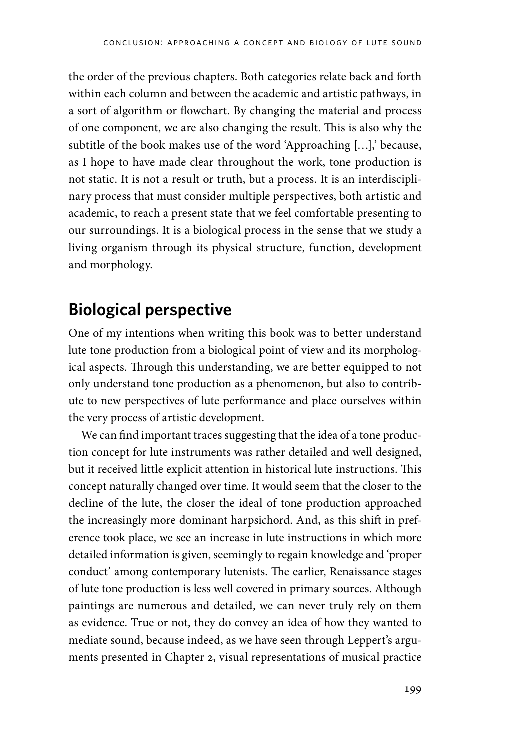the order of the previous chapters. Both categories relate back and forth within each column and between the academic and artistic pathways, in a sort of algorithm or flowchart. By changing the material and process of one component, we are also changing the result. This is also why the subtitle of the book makes use of the word 'Approaching […],' because, as I hope to have made clear throughout the work, tone production is not static. It is not a result or truth, but a process. It is an interdisciplinary process that must consider multiple perspectives, both artistic and academic, to reach a present state that we feel comfortable presenting to our surroundings. It is a biological process in the sense that we study a living organism through its physical structure, function, development and morphology.

## Biological perspective

One of my intentions when writing this book was to better understand lute tone production from a biological point of view and its morphological aspects. Through this understanding, we are better equipped to not only understand tone production as a phenomenon, but also to contribute to new perspectives of lute performance and place ourselves within the very process of artistic development.

We can find important traces suggesting that the idea of a tone production concept for lute instruments was rather detailed and well designed, but it received little explicit attention in historical lute instructions. This concept naturally changed over time. It would seem that the closer to the decline of the lute, the closer the ideal of tone production approached the increasingly more dominant harpsichord. And, as this shift in preference took place, we see an increase in lute instructions in which more detailed information is given, seemingly to regain knowledge and 'proper conduct' among contemporary lutenists. The earlier, Renaissance stages of lute tone production is less well covered in primary sources. Although paintings are numerous and detailed, we can never truly rely on them as evidence. True or not, they do convey an idea of how they wanted to mediate sound, because indeed, as we have seen through Leppert's arguments presented in Chapter 2, visual representations of musical practice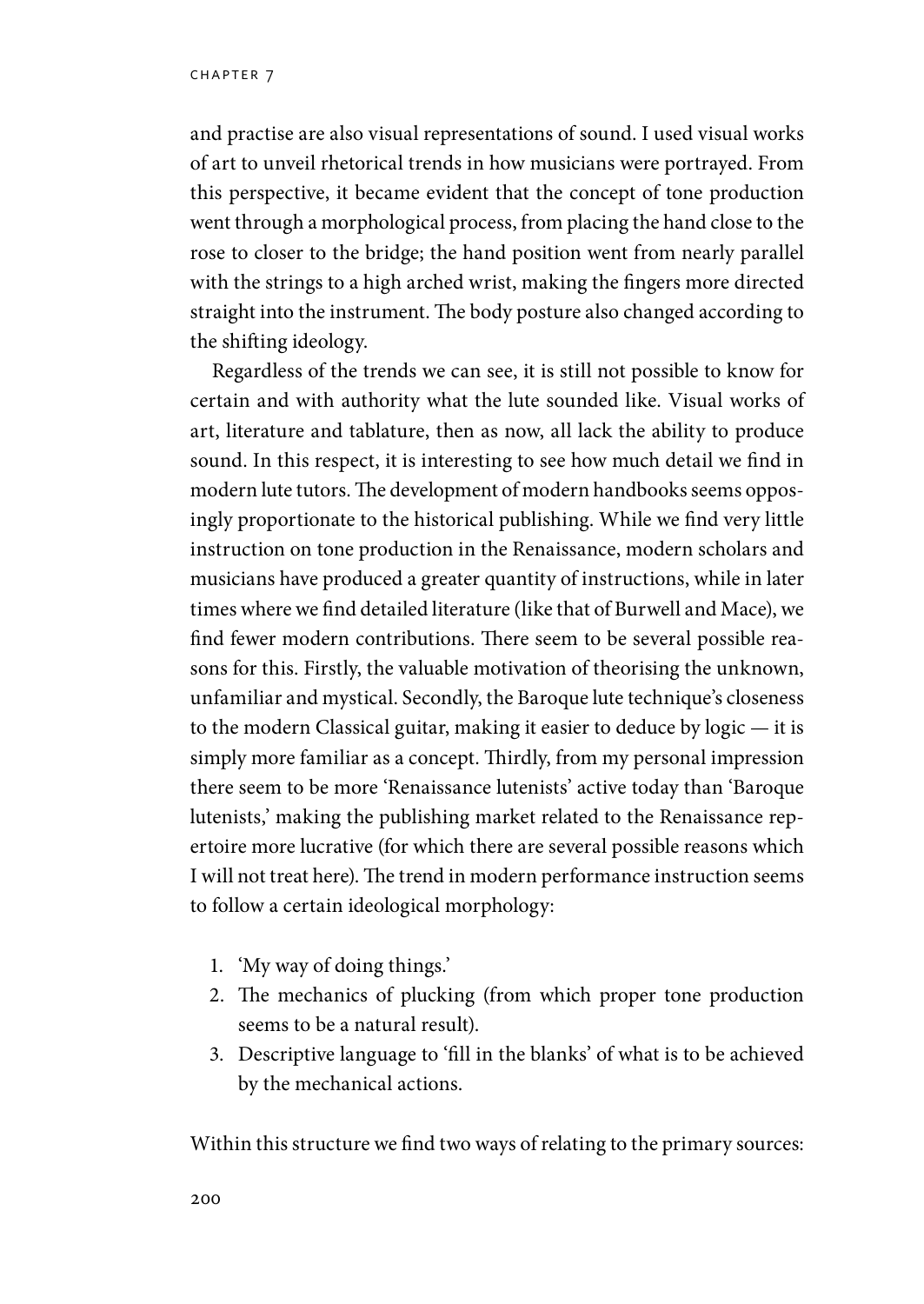and practise are also visual representations of sound. I used visual works of art to unveil rhetorical trends in how musicians were portrayed. From this perspective, it became evident that the concept of tone production went through a morphological process, from placing the hand close to the rose to closer to the bridge; the hand position went from nearly parallel with the strings to a high arched wrist, making the fingers more directed straight into the instrument. The body posture also changed according to the shifting ideology.

Regardless of the trends we can see, it is still not possible to know for certain and with authority what the lute sounded like. Visual works of art, literature and tablature, then as now, all lack the ability to produce sound. In this respect, it is interesting to see how much detail we find in modern lute tutors. The development of modern handbooks seems opposingly proportionate to the historical publishing. While we find very little instruction on tone production in the Renaissance, modern scholars and musicians have produced a greater quantity of instructions, while in later times where we find detailed literature (like that of Burwell and Mace), we find fewer modern contributions. There seem to be several possible reasons for this. Firstly, the valuable motivation of theorising the unknown, unfamiliar and mystical. Secondly, the Baroque lute technique's closeness to the modern Classical guitar, making it easier to deduce by logic — it is simply more familiar as a concept. Thirdly, from my personal impression there seem to be more 'Renaissance lutenists' active today than 'Baroque lutenists,' making the publishing market related to the Renaissance repertoire more lucrative (for which there are several possible reasons which I will not treat here). The trend in modern performance instruction seems to follow a certain ideological morphology:

1. 'My way of doing things.'
2. The mechanics of plucking (from which proper tone production seems to be a natural result).
3. Descriptive language to 'fill in the blanks' of what is to be achieved by the mechanical actions.

Within this structure we find two ways of relating to the primary sources: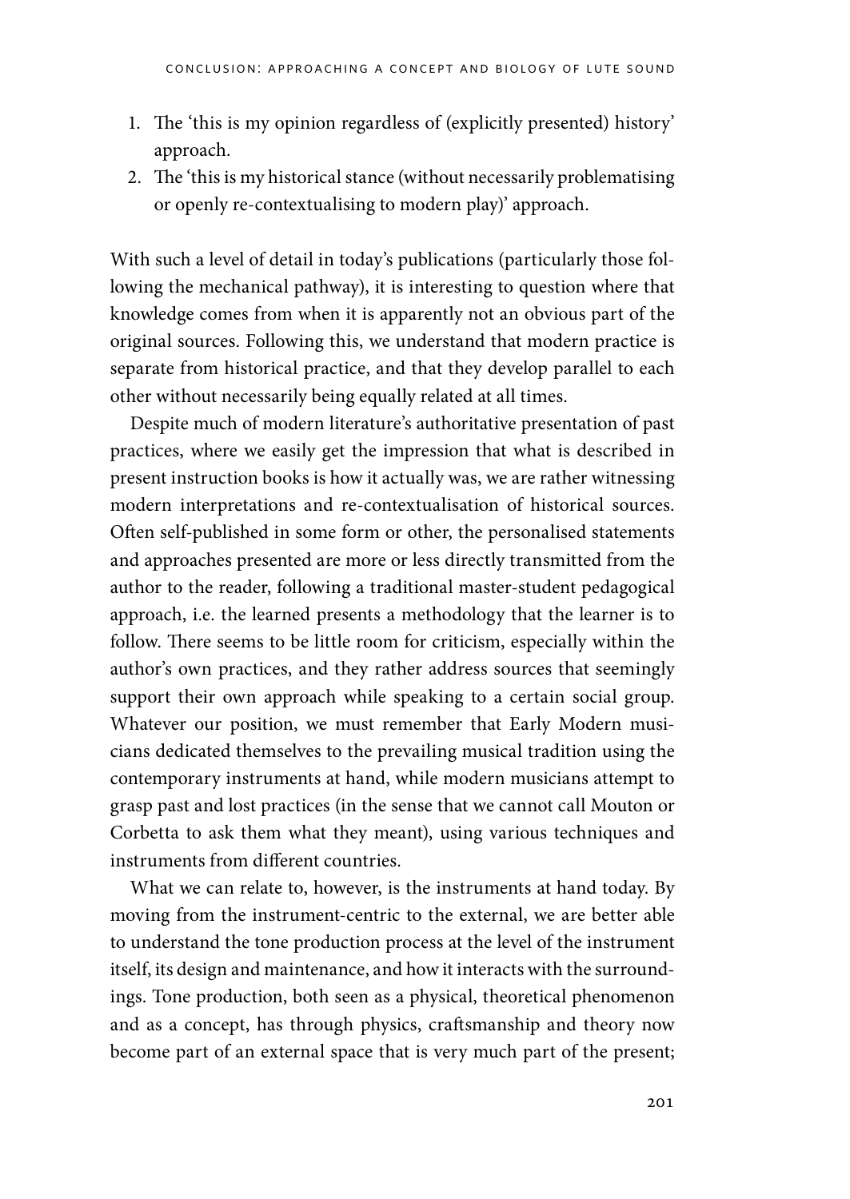1. The 'this is my opinion regardless of (explicitly presented) history' approach.
2. The 'this is my historical stance (without necessarily problematising or openly re-contextualising to modern play)' approach.

With such a level of detail in today's publications (particularly those following the mechanical pathway), it is interesting to question where that knowledge comes from when it is apparently not an obvious part of the original sources. Following this, we understand that modern practice is separate from historical practice, and that they develop parallel to each other without necessarily being equally related at all times.

Despite much of modern literature's authoritative presentation of past practices, where we easily get the impression that what is described in present instruction books is how it actually was, we are rather witnessing modern interpretations and re-contextualisation of historical sources. Often self-published in some form or other, the personalised statements and approaches presented are more or less directly transmitted from the author to the reader, following a traditional master-student pedagogical approach, i.e. the learned presents a methodology that the learner is to follow. There seems to be little room for criticism, especially within the author's own practices, and they rather address sources that seemingly support their own approach while speaking to a certain social group. Whatever our position, we must remember that Early Modern musicians dedicated themselves to the prevailing musical tradition using the contemporary instruments at hand, while modern musicians attempt to grasp past and lost practices (in the sense that we cannot call Mouton or Corbetta to ask them what they meant), using various techniques and instruments from different countries.

What we can relate to, however, is the instruments at hand today. By moving from the instrument-centric to the external, we are better able to understand the tone production process at the level of the instrument itself, its design and maintenance, and how it interacts with the surroundings. Tone production, both seen as a physical, theoretical phenomenon and as a concept, has through physics, craftsmanship and theory now become part of an external space that is very much part of the present;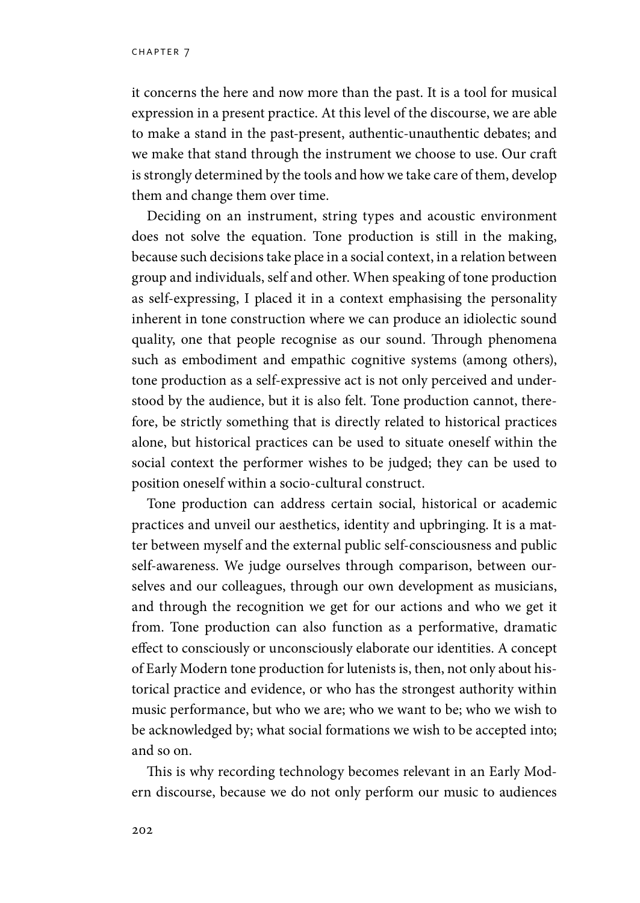it concerns the here and now more than the past. It is a tool for musical expression in a present practice. At this level of the discourse, we are able to make a stand in the past-present, authentic-unauthentic debates; and we make that stand through the instrument we choose to use. Our craft is strongly determined by the tools and how we take care of them, develop them and change them over time.

Deciding on an instrument, string types and acoustic environment does not solve the equation. Tone production is still in the making, because such decisions take place in a social context, in a relation between group and individuals, self and other. When speaking of tone production as self-expressing, I placed it in a context emphasising the personality inherent in tone construction where we can produce an idiolectic sound quality, one that people recognise as our sound. Through phenomena such as embodiment and empathic cognitive systems (among others), tone production as a self-expressive act is not only perceived and understood by the audience, but it is also felt. Tone production cannot, therefore, be strictly something that is directly related to historical practices alone, but historical practices can be used to situate oneself within the social context the performer wishes to be judged; they can be used to position oneself within a socio-cultural construct.

Tone production can address certain social, historical or academic practices and unveil our aesthetics, identity and upbringing. It is a matter between myself and the external public self-consciousness and public self-awareness. We judge ourselves through comparison, between ourselves and our colleagues, through our own development as musicians, and through the recognition we get for our actions and who we get it from. Tone production can also function as a performative, dramatic effect to consciously or unconsciously elaborate our identities. A concept of Early Modern tone production for lutenists is, then, not only about historical practice and evidence, or who has the strongest authority within music performance, but who we are; who we want to be; who we wish to be acknowledged by; what social formations we wish to be accepted into; and so on.

This is why recording technology becomes relevant in an Early Modern discourse, because we do not only perform our music to audiences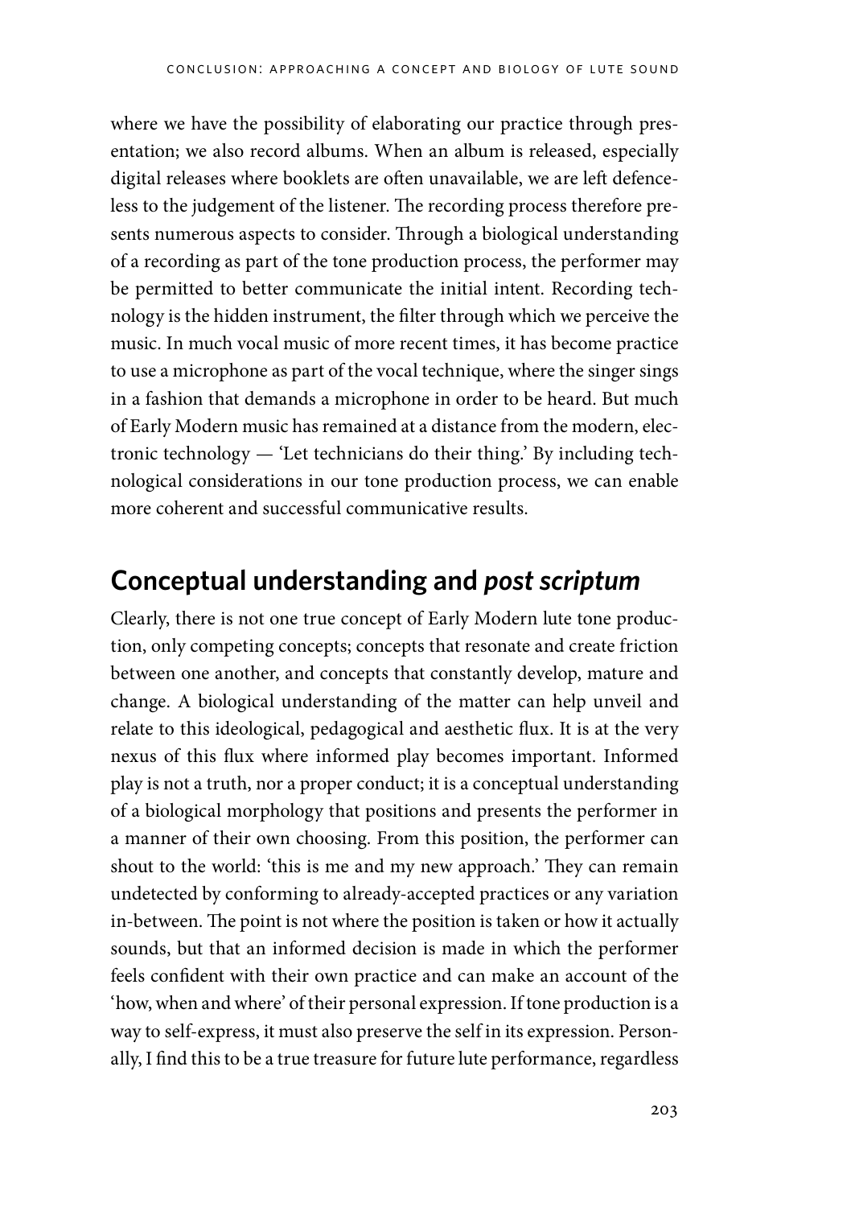where we have the possibility of elaborating our practice through presentation; we also record albums. When an album is released, especially digital releases where booklets are often unavailable, we are left defenceless to the judgement of the listener. The recording process therefore presents numerous aspects to consider. Through a biological understanding of a recording as part of the tone production process, the performer may be permitted to better communicate the initial intent. Recording technology is the hidden instrument, the filter through which we perceive the music. In much vocal music of more recent times, it has become practice to use a microphone as part of the vocal technique, where the singer sings in a fashion that demands a microphone in order to be heard. But much of Early Modern music has remained at a distance from the modern, electronic technology — 'Let technicians do their thing.' By including technological considerations in our tone production process, we can enable more coherent and successful communicative results.

## Conceptual understanding and *post scriptum*

Clearly, there is not one true concept of Early Modern lute tone production, only competing concepts; concepts that resonate and create friction between one another, and concepts that constantly develop, mature and change. A biological understanding of the matter can help unveil and relate to this ideological, pedagogical and aesthetic flux. It is at the very nexus of this flux where informed play becomes important. Informed play is not a truth, nor a proper conduct; it is a conceptual understanding of a biological morphology that positions and presents the performer in a manner of their own choosing. From this position, the performer can shout to the world: 'this is me and my new approach.' They can remain undetected by conforming to already-accepted practices or any variation in-between. The point is not where the position is taken or how it actually sounds, but that an informed decision is made in which the performer feels confident with their own practice and can make an account of the 'how, when and where' of their personal expression. If tone production is a way to self-express, it must also preserve the self in its expression. Personally, I find this to be a true treasure for future lute performance, regardless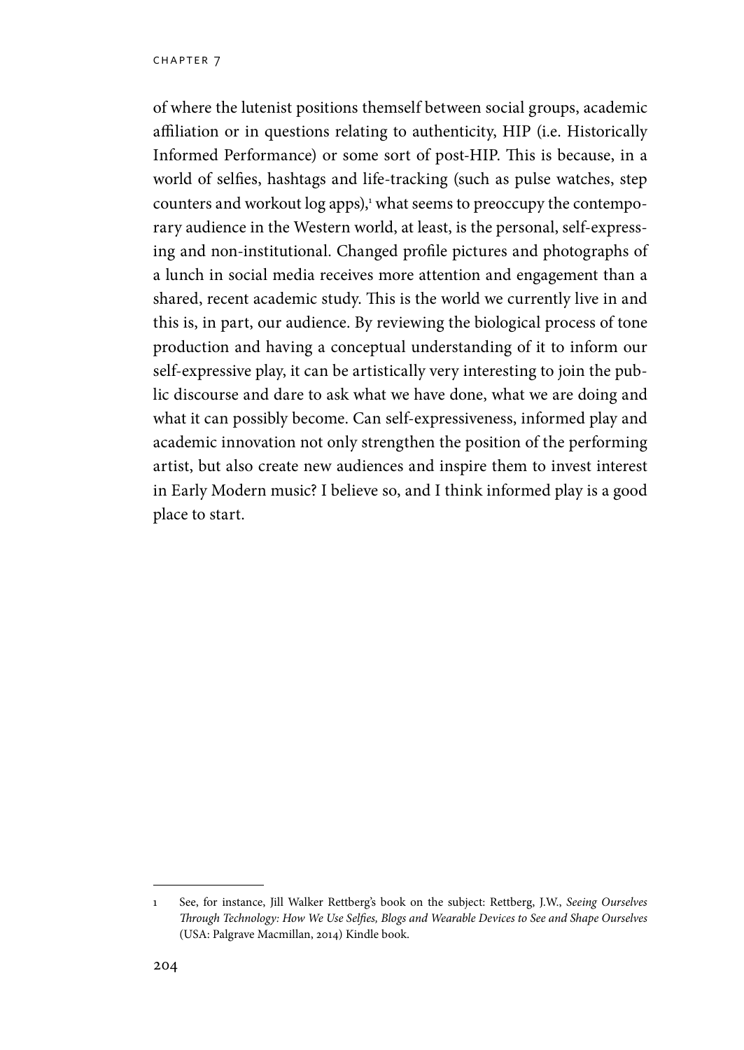of where the lutenist positions themself between social groups, academic affiliation or in questions relating to authenticity, HIP (i.e. Historically Informed Performance) or some sort of post-HIP. This is because, in a world of selfies, hashtags and life-tracking (such as pulse watches, step counters and workout log apps),[1] what seems to preoccupy the contemporary audience in the Western world, at least, is the personal, self-expressing and non-institutional. Changed profile pictures and photographs of a lunch in social media receives more attention and engagement than a shared, recent academic study. This is the world we currently live in and this is, in part, our audience. By reviewing the biological process of tone production and having a conceptual understanding of it to inform our self-expressive play, it can be artistically very interesting to join the public discourse and dare to ask what we have done, what we are doing and what it can possibly become. Can self-expressiveness, informed play and academic innovation not only strengthen the position of the performing artist, but also create new audiences and inspire them to invest interest in Early Modern music? I believe so, and I think informed play is a good place to start.

---

1 See, for instance, Jill Walker Rettberg's book on the subject: Rettberg, J.W., *Seeing Ourselves Through Technology: How We Use Selfies, Blogs and Wearable Devices to See and Shape Ourselves* (USA: Palgrave Macmillan, 2014) Kindle book.